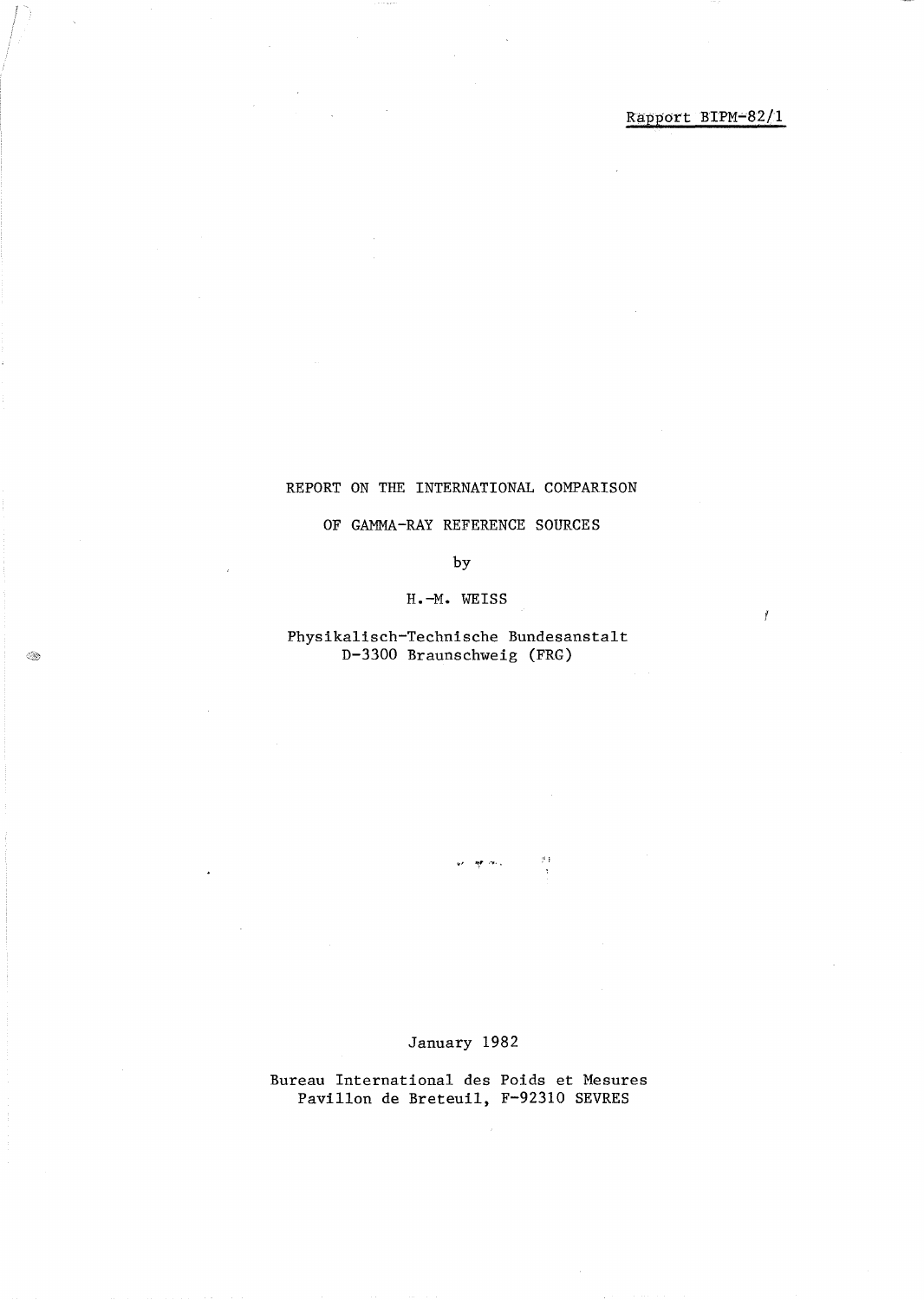Rapport BIPM-82/1

# REPORT ON THE INTERNATIONAL COMPARISON OF GAMMA-RAY REFERENCE SOURCES

by

H.-M. WEISS

Physikalisch-Technische Bundesanstalt
D-3300 Braunschweig (FRG)

January 1982

Bureau International des Poids et Mesures
Pavillon de Breteuil, F-92310 SEVRES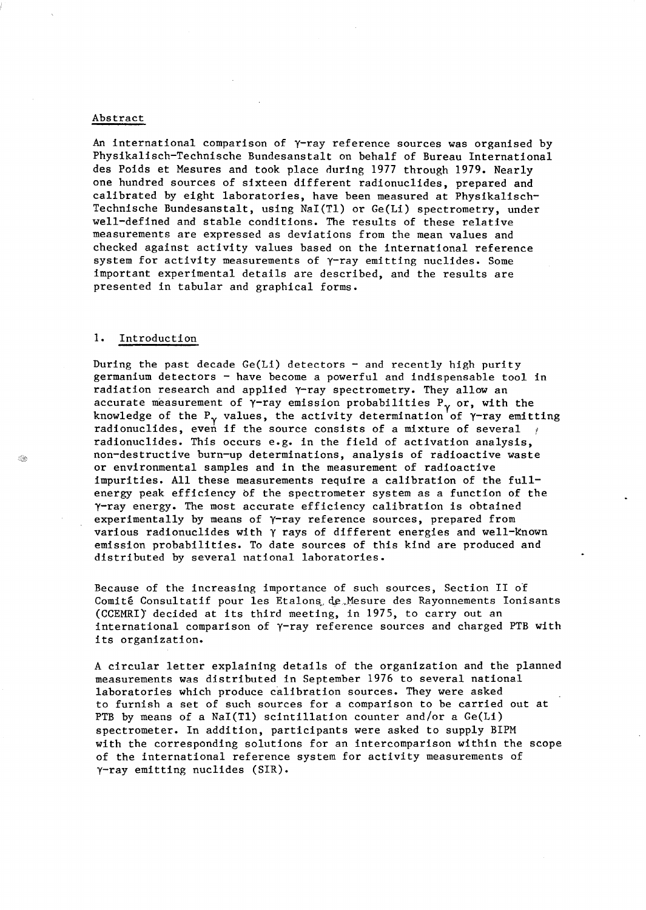## Abstract

An international comparison of γ-ray reference sources was organised by Physikalisch-Technische Bundesanstalt on behalf of Bureau International des Poids et Mesures and took place during 1977 through 1979. Nearly one hundred sources of sixteen different radionuclides, prepared and calibrated by eight laboratories, have been measured at Physikalisch-Technische Bundesanstalt, using NaI(Tl) or Ge(Li) spectrometry, under well-defined and stable conditions. The results of these relative measurements are expressed as deviations from the mean values and checked against activity values based on the international reference system for activity measurements of γ-ray emitting nuclides. Some important experimental details are described, and the results are presented in tabular and graphical forms.

## 1. Introduction

During the past decade Ge(Li) detectors - and recently high purity germanium detectors - have become a powerful and indispensable tool in radiation research and applied γ-ray spectrometry. They allow an accurate measurement of γ-ray emission probabilities $P_\gamma$ or, with the knowledge of the $P_\gamma$ values, the activity determination of γ-ray emitting radionuclides, even if the source consists of a mixture of several radionuclides. This occurs e.g. in the field of activation analysis, non-destructive burn-up determinations, analysis of radioactive waste or environmental samples and in the measurement of radioactive impurities. All these measurements require a calibration of the full-energy peak efficiency of the spectrometer system as a function of the γ-ray energy. The most accurate efficiency calibration is obtained experimentally by means of γ-ray reference sources, prepared from various radionuclides with γ rays of different energies and well-known emission probabilities. To date sources of this kind are produced and distributed by several national laboratories.

Because of the increasing importance of such sources, Section II of Comité Consultatif pour les Etalons de Mesure des Rayonnements Ionisants (CCEMRI) decided at its third meeting, in 1975, to carry out an international comparison of γ-ray reference sources and charged PTB with its organization.

A circular letter explaining details of the organization and the planned measurements was distributed in September 1976 to several national laboratories which produce calibration sources. They were asked to furnish a set of such sources for a comparison to be carried out at PTB by means of a NaI(Tl) scintillation counter and/or a Ge(Li) spectrometer. In addition, participants were asked to supply BIPM with the corresponding solutions for an intercomparison within the scope of the international reference system for activity measurements of γ-ray emitting nuclides (SIR).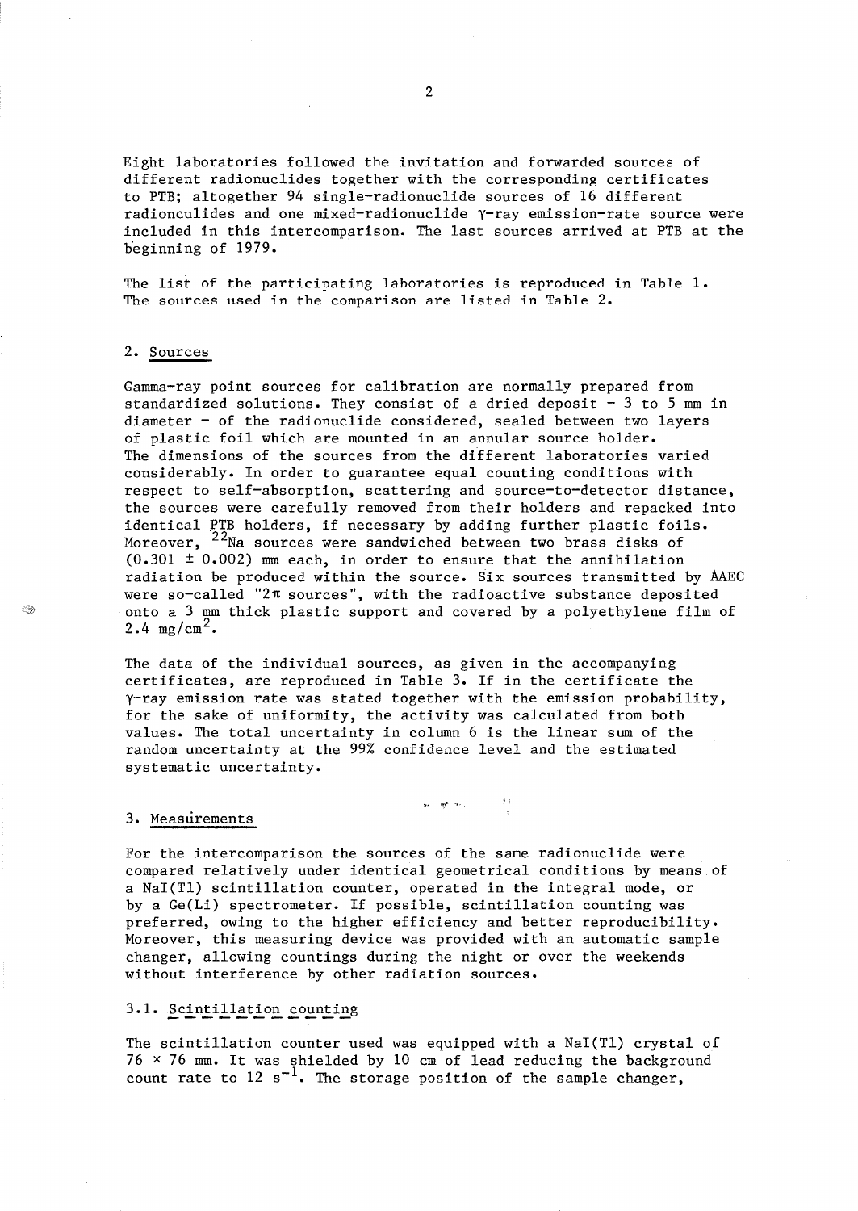Eight laboratories followed the invitation and forwarded sources of different radionuclides together with the corresponding certificates to PTB; altogether 94 single-radionuclide sources of 16 different radionculides and one mixed-radionuclide γ-ray emission-rate source were included in this intercomparison. The last sources arrived at PTB at the beginning of 1979.

The list of the participating laboratories is reproduced in Table 1. The sources used in the comparison are listed in Table 2.

## 2. Sources

Gamma-ray point sources for calibration are normally prepared from standardized solutions. They consist of a dried deposit - 3 to 5 mm in diameter - of the radionuclide considered, sealed between two layers of plastic foil which are mounted in an annular source holder. The dimensions of the sources from the different laboratories varied considerably. In order to guarantee equal counting conditions with respect to self-absorption, scattering and source-to-detector distance, the sources were carefully removed from their holders and repacked into identical PTB holders, if necessary by adding further plastic foils. Moreover, $^{22}$Na sources were sandwiched between two brass disks of (0.301 ± 0.002) mm each, in order to ensure that the annihilation radiation be produced within the source. Six sources transmitted by AAEC were so-called "2π sources", with the radioactive substance deposited onto a 3 mm thick plastic support and covered by a polyethylene film of 2.4 mg/cm$^2$.

The data of the individual sources, as given in the accompanying certificates, are reproduced in Table 3. If in the certificate the γ-ray emission rate was stated together with the emission probability, for the sake of uniformity, the activity was calculated from both values. The total uncertainty in column 6 is the linear sum of the random uncertainty at the 99% confidence level and the estimated systematic uncertainty.

## 3. Measurements

For the intercomparison the sources of the same radionuclide were compared relatively under identical geometrical conditions by means of a NaI(Tl) scintillation counter, operated in the integral mode, or by a Ge(Li) spectrometer. If possible, scintillation counting was preferred, owing to the higher efficiency and better reproducibility. Moreover, this measuring device was provided with an automatic sample changer, allowing countings during the night or over the weekends without interference by other radiation sources.

### 3.1. Scintillation counting

The scintillation counter used was equipped with a NaI(Tl) crystal of 76 × 76 mm. It was shielded by 10 cm of lead reducing the background count rate to 12 s$^{-1}$. The storage position of the sample changer,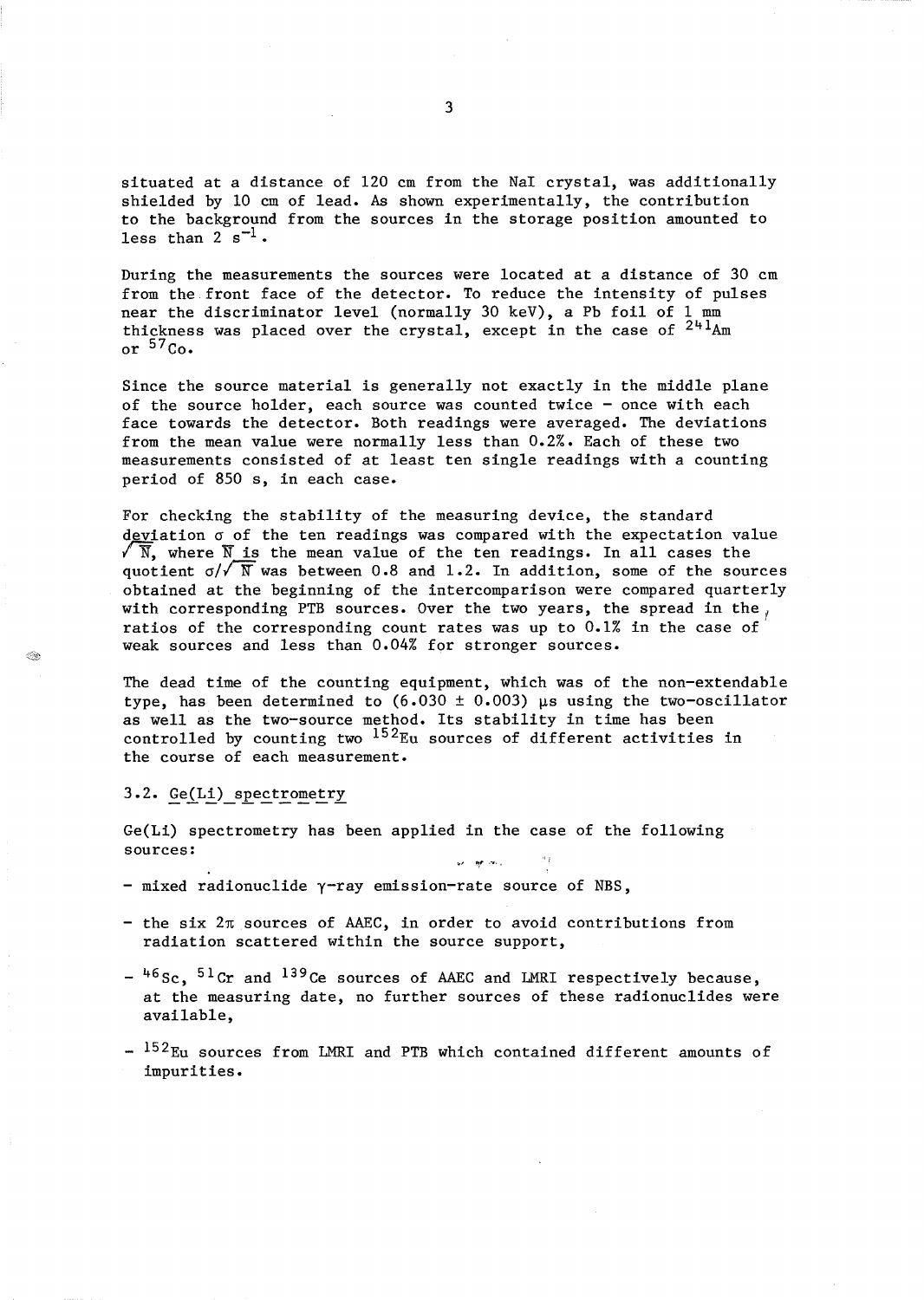situated at a distance of 120 cm from the NaI crystal, was additionally shielded by 10 cm of lead. As shown experimentally, the contribution to the background from the sources in the storage position amounted to less than 2 $s^{-1}$.

During the measurements the sources were located at a distance of 30 cm from the front face of the detector. To reduce the intensity of pulses near the discriminator level (normally 30 keV), a Pb foil of 1 mm thickness was placed over the crystal, except in the case of $^{241}$Am or $^{57}$Co.

Since the source material is generally not exactly in the middle plane of the source holder, each source was counted twice – once with each face towards the detector. Both readings were averaged. The deviations from the mean value were normally less than 0.2%. Each of these two measurements consisted of at least ten single readings with a counting period of 850 s, in each case.

For checking the stability of the measuring device, the standard deviation $\sigma$ of the ten readings was compared with the expectation value $\sqrt{\overline{N}}$, where $\overline{N}$ is the mean value of the ten readings. In all cases the quotient $\sigma/\sqrt{\overline{N}}$ was between 0.8 and 1.2. In addition, some of the sources obtained at the beginning of the intercomparison were compared quarterly with corresponding PTB sources. Over the two years, the spread in the ratios of the corresponding count rates was up to 0.1% in the case of weak sources and less than 0.04% for stronger sources.

The dead time of the counting equipment, which was of the non-extendable type, has been determined to (6.030 ± 0.003) µs using the two-oscillator as well as the two-source method. Its stability in time has been controlled by counting two $^{152}$Eu sources of different activities in the course of each measurement.

### 3.2. Ge(Li) spectrometry

Ge(Li) spectrometry has been applied in the case of the following sources:

- mixed radionuclide $\gamma$-ray emission-rate source of NBS,
- the six $2\pi$ sources of AAEC, in order to avoid contributions from radiation scattered within the source support,
- $^{46}$Sc, $^{51}$Cr and $^{139}$Ce sources of AAEC and LMRI respectively because, at the measuring date, no further sources of these radionuclides were available,
- $^{152}$Eu sources from LMRI and PTB which contained different amounts of impurities.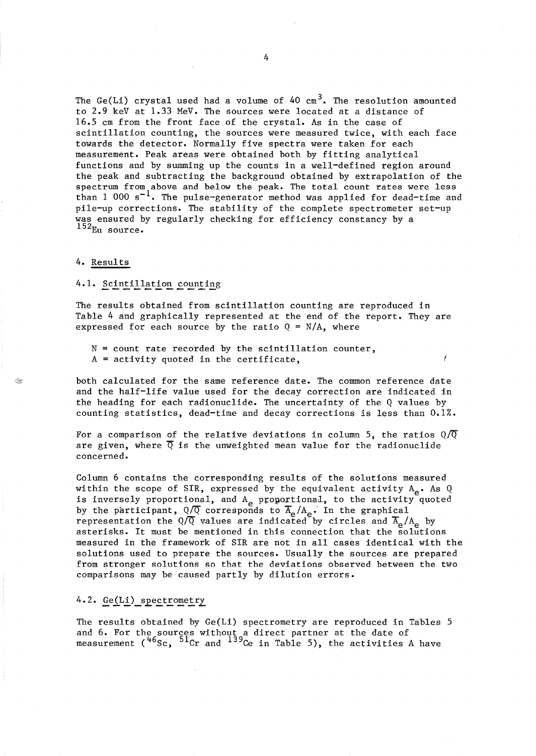The Ge(Li) crystal used had a volume of 40 $cm^3$. The resolution amounted to 2.9 keV at 1.33 MeV. The sources were located at a distance of 16.5 cm from the front face of the crystal. As in the case of scintillation counting, the sources were measured twice, with each face towards the detector. Normally five spectra were taken for each measurement. Peak areas were obtained both by fitting analytical functions and by summing up the counts in a well-defined region around the peak and subtracting the background obtained by extrapolation of the spectrum from above and below the peak. The total count rates were less than 1 000 $s^{-1}$. The pulse-generator method was applied for dead-time and pile-up corrections. The stability of the complete spectrometer set-up was ensured by regularly checking for efficiency constancy by a $^{152}$Eu source.

## 4. Results

### 4.1. Scintillation counting

The results obtained from scintillation counting are reproduced in Table 4 and graphically represented at the end of the report. They are expressed for each source by the ratio $Q = N/A$, where

$N$ = count rate recorded by the scintillation counter,
$A$ = activity quoted in the certificate,

both calculated for the same reference date. The common reference date and the half-life value used for the decay correction are indicated in the heading for each radionuclide. The uncertainty of the Q values by counting statistics, dead-time and decay corrections is less than 0.1%.

For a comparison of the relative deviations in column 5, the ratios $Q/\overline{Q}$ are given, where $\overline{Q}$ is the unweighted mean value for the radionuclide concerned.

Column 6 contains the corresponding results of the solutions measured within the scope of SIR, expressed by the equivalent activity $A_e$. As Q is inversely proportional, and $A_e$ proportional, to the activity quoted by the participant, $Q/\overline{Q}$ corresponds to $\overline{A}_e/A_e$. In the graphical representation the $Q/\overline{Q}$ values are indicated by circles and $\overline{A}_e/A_e$ by asterisks. It must be mentioned in this connection that the solutions measured in the framework of SIR are not in all cases identical with the solutions used to prepare the sources. Usually the sources are prepared from stronger solutions so that the deviations observed between the two comparisons may be caused partly by dilution errors.

### 4.2. Ge(Li) spectrometry

The results obtained by Ge(Li) spectrometry are reproduced in Tables 5 and 6. For the sources without a direct partner at the date of measurement ($^{46}$Sc, $^{51}$Cr and $^{139}$Ce in Table 5), the activities A have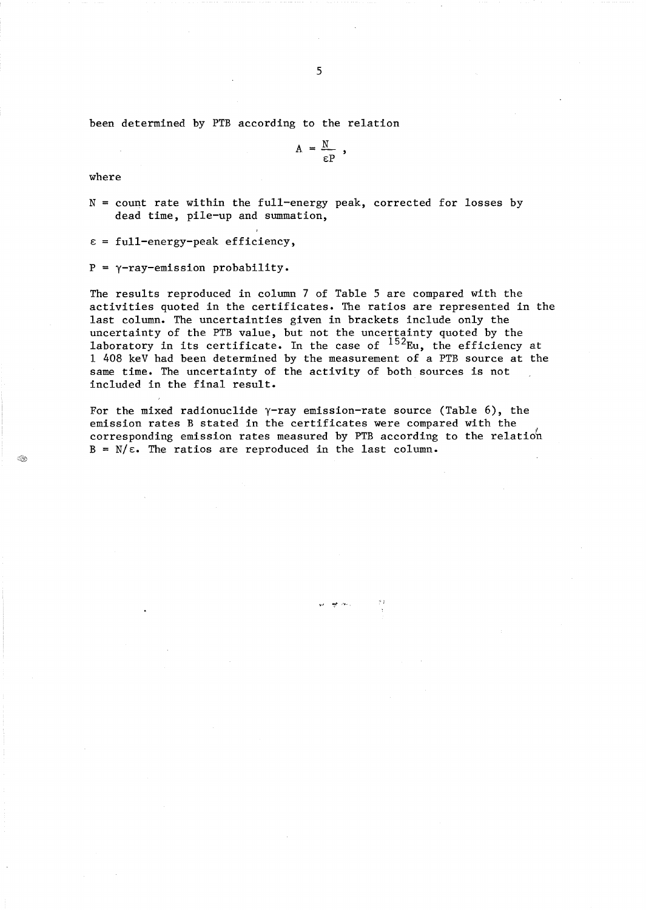been determined by PTB according to the relation

$$A = \frac{N}{\varepsilon P},$$

where

$N$ = count rate within the full-energy peak, corrected for losses by dead time, pile-up and summation,

$\varepsilon$ = full-energy-peak efficiency,

$P$ = $\gamma$-ray-emission probability.

The results reproduced in column 7 of Table 5 are compared with the activities quoted in the certificates. The ratios are represented in the last column. The uncertainties given in brackets include only the uncertainty of the PTB value, but not the uncertainty quoted by the laboratory in its certificate. In the case of $^{152}Eu$, the efficiency at 1 408 keV had been determined by the measurement of a PTB source at the same time. The uncertainty of the activity of both sources is not included in the final result.

For the mixed radionuclide $\gamma$-ray emission-rate source (Table 6), the emission rates $B$ stated in the certificates were compared with the corresponding emission rates measured by PTB according to the relation $B = N/\varepsilon$. The ratios are reproduced in the last column.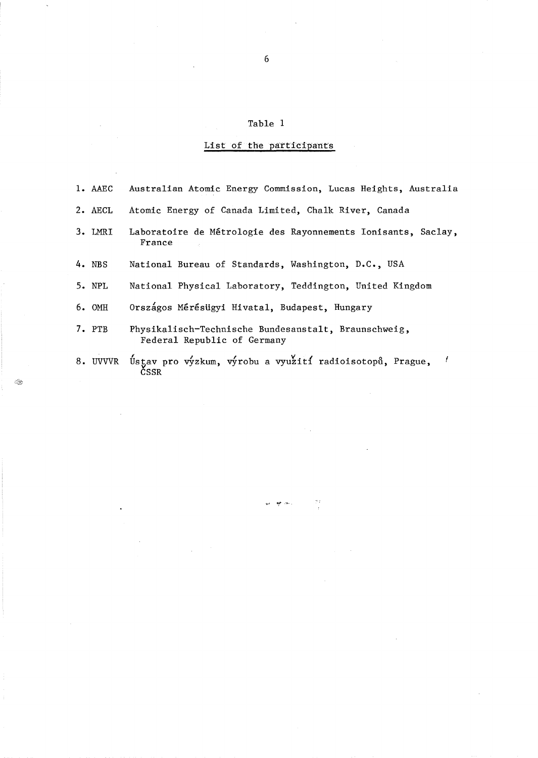Table 1

List of the participants

| | | |
|---|---|---|
| 1. | AAEC | Australian Atomic Energy Commission, Lucas Heights, Australia |
| 2. | AECL | Atomic Energy of Canada Limited, Chalk River, Canada |
| 3. | LMRI | Laboratoire de Métrologie des Rayonnements Ionisants, Saclay, France |
| 4. | NBS | National Bureau of Standards, Washington, D.C., USA |
| 5. | NPL | National Physical Laboratory, Teddington, United Kingdom |
| 6. | OMH | Országos Mérésügyi Hivatal, Budapest, Hungary |
| 7. | PTB | Physikalisch-Technische Bundesanstalt, Braunschweig, Federal Republic of Germany |
| 8. | UVVVR | Ústav pro výzkum, výrobu a využití radioisotopů, Prague, ČSSR |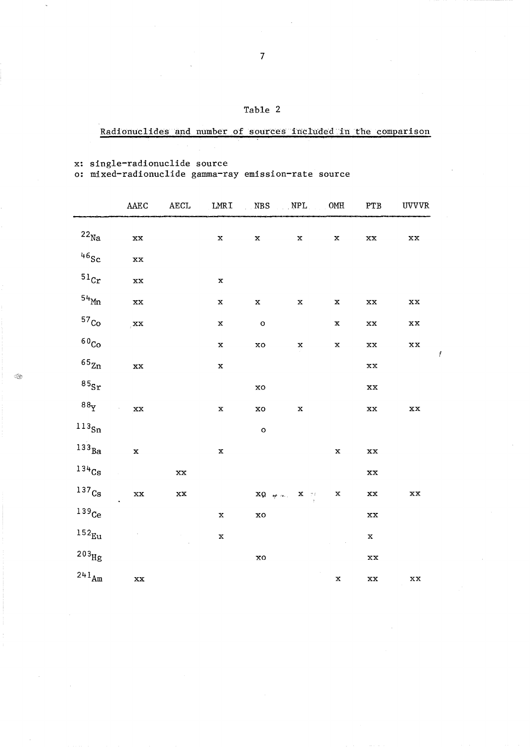Table 2

Radionuclides and number of sources included in the comparison

x: single-radionuclide source
o: mixed-radionuclide gamma-ray emission-rate source

| | AAEC | AECL | LMRI | NBS | NPL | OMH | PTB | UVVVR |
|---|---|---|---|---|---|---|---|---|
| $^{22}Na$ | xx | | x | x | x | x | xx | xx |
| $^{46}Sc$ | xx | | | | | | | |
| $^{51}Cr$ | xx | | x | | | | | |
| $^{54}Mn$ | xx | | x | x | x | x | xx | xx |
| $^{57}Co$ | xx | | x | o | | x | xx | xx |
| $^{60}Co$ | | | x | xo | x | x | xx | xx |
| $^{65}Zn$ | xx | | x | | | | xx | |
| $^{85}Sr$ | | | | xo | | | xx | |
| $^{88}Y$ | xx | | x | xo | x | | xx | xx |
| $^{113}Sn$ | | | | o | | | | |
| $^{133}Ba$ | x | | x | | | x | xx | |
| $^{134}Cs$ | | xx | | | | | xx | |
| $^{137}Cs$ | xx | xx | | xo | x | x | xx | xx |
| $^{139}Ce$ | | | x | xo | | | xx | |
| $^{152}Eu$ | | | x | | | | x | |
| $^{203}Hg$ | | | | xo | | | xx | |
| $^{241}Am$ | xx | | | | | x | xx | xx |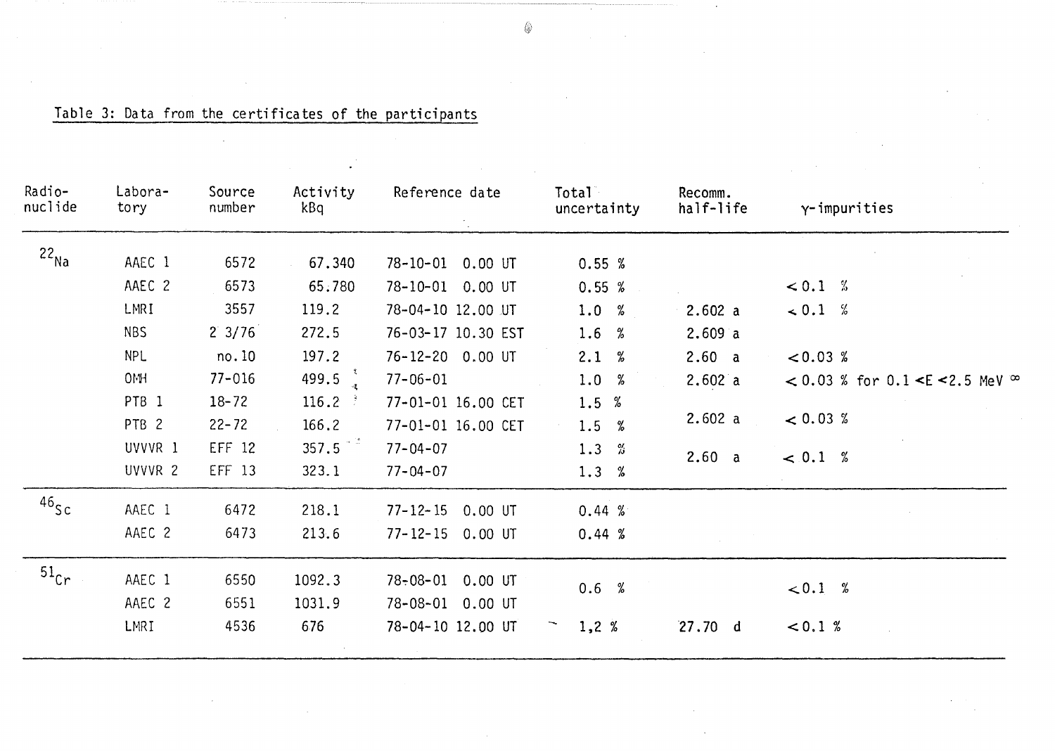Table 3: Data from the certificates of the participants

| Radio-nuclide | Labora-tory | Source number | Activity kBq | Reference date | Total uncertainty | Recomm. half-life | γ-impurities |
|---|---|---|---|---|---|---|---|
| $^{22}Na$ | AAEC 1 | 6572 | 67.340 | 78-10-01 0.00 UT | 0.55 % | | |
| | AAEC 2 | 6573 | 65.780 | 78-10-01 0.00 UT | 0.55 % | | < 0.1 % |
| | LMRI | 3557 | 119.2 | 78-04-10 12.00 UT | 1.0 % | 2.602 a | < 0.1 % |
| | NBS | 2 3/76 | 272.5 | 76-03-17 10.30 EST | 1.6 % | 2.609 a | |
| | NPL | no.10 | 197.2 | 76-12-20 0.00 UT | 2.1 % | 2.60 a | < 0.03 % |
| | OMH | 77-016 | 499.5 | 77-06-01 | 1.0 % | 2.602 a | < 0.03 % for 0.1 < E < 2.5 MeV ∞ |
| | PTB 1 | 18-72 | 116.2 | 77-01-01 16.00 CET | 1.5 % | 2.602 a | < 0.03 % |
| | PTB 2 | 22-72 | 166.2 | 77-01-01 16.00 CET | 1.5 % | | |
| | UVVVR 1 | EFF 12 | 357.5 | 77-04-07 | 1.3 % | 2.60 a | < 0.1 % |
| | UVVVR 2 | EFF 13 | 323.1 | 77-04-07 | 1.3 % | | |
| $^{46}Sc$ | AAEC 1 | 6472 | 218.1 | 77-12-15 0.00 UT | 0.44 % | | |
| | AAEC 2 | 6473 | 213.6 | 77-12-15 0.00 UT | 0.44 % | | |
| $^{51}Cr$ | AAEC 1 | 6550 | 1092.3 | 78-08-01 0.00 UT | 0.6 % | | < 0.1 % |
| | AAEC 2 | 6551 | 1031.9 | 78-08-01 0.00 UT | | | |
| | LMRI | 4536 | 676 | 78-04-10 12.00 UT | 1,2 % | 27.70 d | < 0.1 % |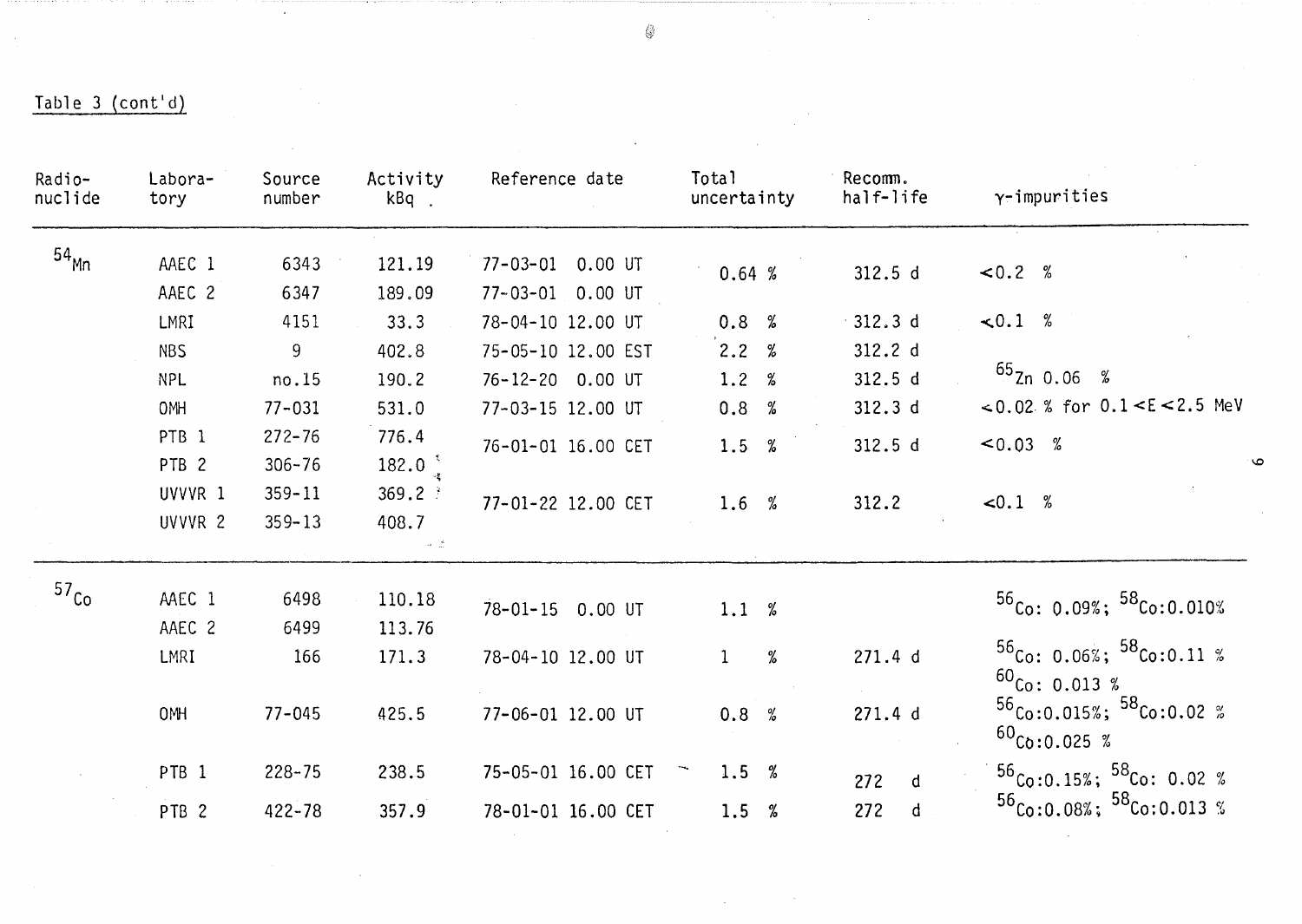Table 3 (cont'd)

| Radio-nuclide | Labora-tory | Source number | Activity kBq | Reference date | Total uncertainty | Recomm. half-life | γ-impurities |
|---|---|---|---|---|---|---|---|
| $^{54}$Mn | AAEC 1 | 6343 | 121.19 | 77-03-01 0.00 UT | 0.64 % | 312.5 d | <0.2 % |
| | AAEC 2 | 6347 | 189.09 | 77-03-01 0.00 UT | | | |
| | LMRI | 4151 | 33.3 | 78-04-10 12.00 UT | 0.8 % | 312.3 d | <0.1 % |
| | NBS | 9 | 402.8 | 75-05-10 12.00 EST | 2.2 % | 312.2 d | |
| | NPL | no.15 | 190.2 | 76-12-20 0.00 UT | 1.2 % | 312.5 d | $^{65}$Zn 0.06 % |
| | OMH | 77-031 | 531.0 | 77-03-15 12.00 UT | 0.8 % | 312.3 d | <0.02 % for 0.1 < E < 2.5 MeV |
| | PTB 1 | 272-76 | 776.4 | 76-01-01 16.00 CET | 1.5 % | 312.5 d | <0.03 % |
| | PTB 2 | 306-76 | 182.0 | | | | |
| | UVVVR 1 | 359-11 | 369.2 | 77-01-22 12.00 CET | 1.6 % | 312.2 | <0.1 % |
| | UVVVR 2 | 359-13 | 408.7 | | | | |
| $^{57}$Co | AAEC 1 | 6498 | 110.18 | 78-01-15 0.00 UT | 1.1 % | | $^{56}$Co: 0.09%; $^{58}$Co: 0.010% |
| | AAEC 2 | 6499 | 113.76 | | | | |
| | LMRI | 166 | 171.3 | 78-04-10 12.00 UT | 1 % | 271.4 d | $^{56}$Co: 0.06%; $^{58}$Co: 0.11 %; $^{60}$Co: 0.013 % |
| | OMH | 77-045 | 425.5 | 77-06-01 12.00 UT | 0.8 % | 271.4 d | $^{56}$Co: 0.015%; $^{58}$Co: 0.02 %; $^{60}$Co: 0.025 % |
| | PTB 1 | 228-75 | 238.5 | 75-05-01 16.00 CET | 1.5 % | 272 d | $^{56}$Co: 0.15%; $^{58}$Co: 0.02 % |
| | PTB 2 | 422-78 | 357.9 | 78-01-01 16.00 CET | 1.5 % | 272 d | $^{56}$Co: 0.08%; $^{58}$Co: 0.013 % |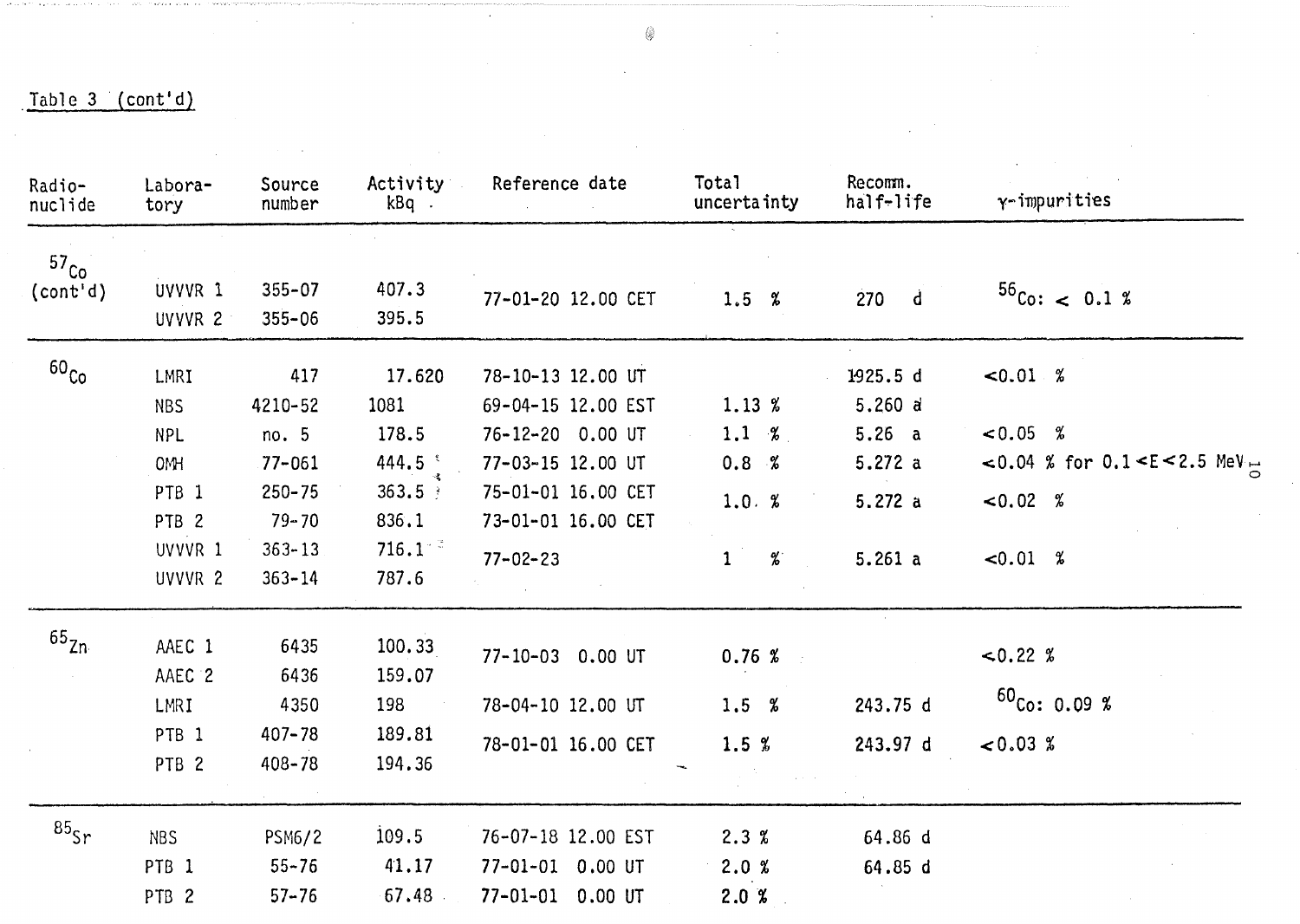Table 3 (cont'd)

| Radio-nuclide | Labora-tory | Source number | Activity kBq | Reference date | Total uncertainty | Recomm. half-life | γ-impurities |
|---|---|---|---|---|---|---|---|
| $^{57}Co$ (cont'd) | UVVVR 1 | 355-07 | 407.3 | 77-01-20 12.00 CET | 1.5 % | 270 d | $^{56}Co$: < 0.1 % |
| | UVVVR 2 | 355-06 | 395.5 | | | | |
| $^{60}Co$ | LMRI | 417 | 17.620 | 78-10-13 12.00 UT | | 1925.5 d | <0.01 % |
| | NBS | 4210-52 | 1081 | 69-04-15 12.00 EST | 1.13 % | 5.260 a | |
| | NPL | no. 5 | 178.5 | 76-12-20 0.00 UT | 1.1 % | 5.26 a | <0.05 % |
| | OMH | 77-061 | 444.5 | 77-03-15 12.00 UT | 0.8 % | 5.272 a | <0.04 % for 0.1<E<2.5 MeV |
| | PTB 1 | 250-75 | 363.5 | 75-01-01 16.00 CET | 1.0 % | 5.272 a | <0.02 % |
| | PTB 2 | 79-70 | 836.1 | 73-01-01 16.00 CET | | | |
| | UVVVR 1 | 363-13 | 716.1 | 77-02-23 | 1 % | 5.261 a | <0.01 % |
| | UVVVR 2 | 363-14 | 787.6 | | | | |
| $^{65}Zn$ | AAEC 1 | 6435 | 100.33 | 77-10-03 0.00 UT | 0.76 % | | <0.22 % |
| | AAEC 2 | 6436 | 159.07 | | | | |
| | LMRI | 4350 | 198 | 78-04-10 12.00 UT | 1.5 % | 243.75 d | $^{60}Co$: 0.09 % |
| | PTB 1 | 407-78 | 189.81 | 78-01-01 16.00 CET | 1.5 % | 243.97 d | <0.03 % |
| | PTB 2 | 408-78 | 194.36 | | | | |
| $^{85}Sr$ | NBS | PSM6/2 | 109.5 | 76-07-18 12.00 EST | 2.3 % | 64.86 d | |
| | PTB 1 | 55-76 | 41.17 | 77-01-01 0.00 UT | 2.0 % | 64.85 d | |
| | PTB 2 | 57-76 | 67.48 | 77-01-01 0.00 UT | 2.0 % | | |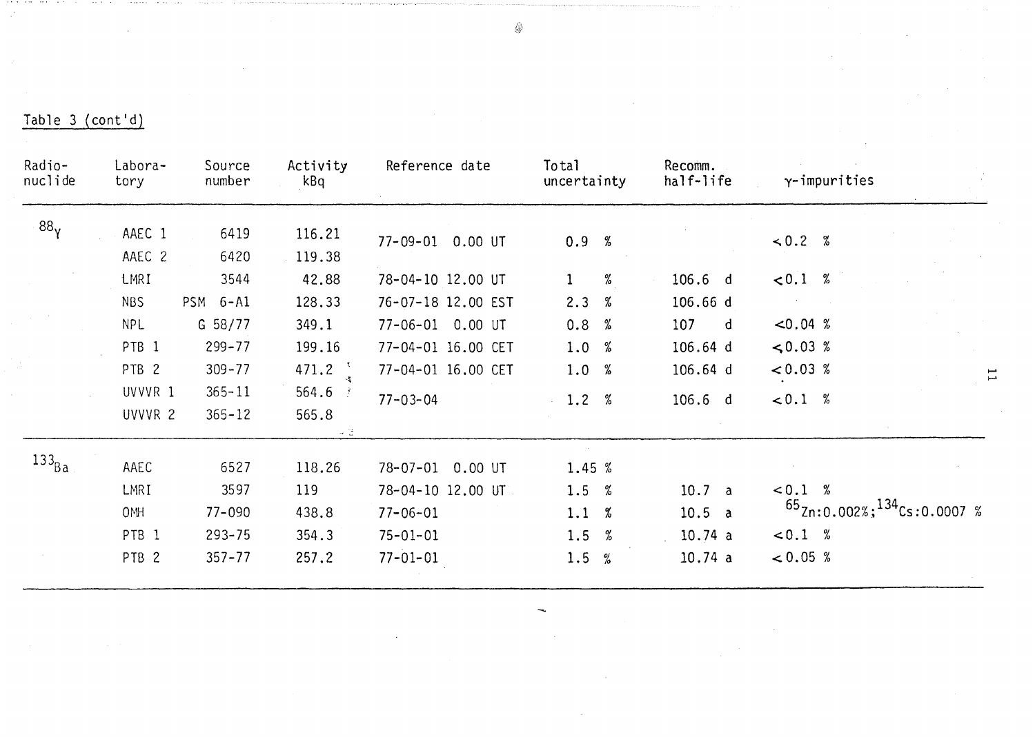Table 3 (cont'd)

| Radio-nuclide | Labora-tory | Source number | Activity kBq | Reference date | Total uncertainty | Recomm. half-life | γ-impurities |
|---|---|---|---|---|---|---|---|
| $^{88}Y$ | AAEC 1 | 6419 | 116.21 | 77-09-01 0.00 UT | 0.9 % | | <0.2 % |
| | AAEC 2 | 6420 | 119.38 | | | | |
| | LMRI | 3544 | 42.88 | 78-04-10 12.00 UT | 1 % | 106.6 d | <0.1 % |
| | NBS | PSM 6-A1 | 128.33 | 76-07-18 12.00 EST | 2.3 % | 106.66 d | |
| | NPL | G 58/77 | 349.1 | 77-06-01 0.00 UT | 0.8 % | 107 d | <0.04 % |
| | PTB 1 | 299-77 | 199.16 | 77-04-01 16.00 CET | 1.0 % | 106.64 d | ≤0.03 % |
| | PTB 2 | 309-77 | 471.2 | 77-04-01 16.00 CET | 1.0 % | 106.64 d | <0.03 % |
| | UVVVR 1 | 365-11 | 564.6 | 77-03-04 | 1.2 % | 106.6 d | <0.1 % |
| | UVVVR 2 | 365-12 | 565.8 | | | | |
| $^{133}Ba$ | AAEC | 6527 | 118.26 | 78-07-01 0.00 UT | 1.45 % | | |
| | LMRI | 3597 | 119 | 78-04-10 12.00 UT | 1.5 % | 10.7 a | <0.1 % |
| | OMH | 77-090 | 438.8 | 77-06-01 | 1.1 % | 10.5 a | $^{65}Zn$:0.002%; $^{134}Cs$:0.0007 % |
| | PTB 1 | 293-75 | 354.3 | 75-01-01 | 1.5 % | 10.74 a | <0.1 % |
| | PTB 2 | 357-77 | 257.2 | 77-01-01 | 1.5 % | 10.74 a | <0.05 % |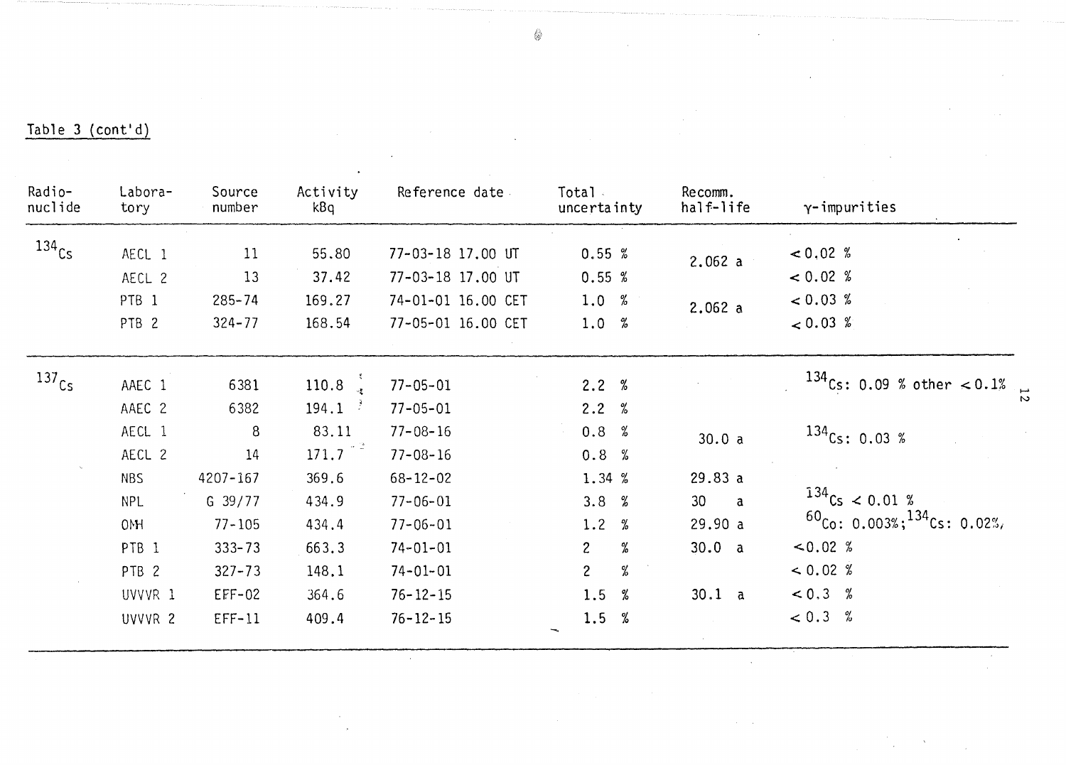Table 3 (cont'd)

| Radio-nuclide | Labora-tory | Source number | Activity kBq | Reference date | Total uncertainty | Recomm. half-life | γ-impurities |
|---|---|---|---|---|---|---|---|
| $^{134}Cs$ | AECL 1 | 11 | 55.80 | 77-03-18 17.00 UT | 0.55 % | 2.062 a | < 0.02 % |
| | AECL 2 | 13 | 37.42 | 77-03-18 17.00 UT | 0.55 % | | < 0.02 % |
| | PTB 1 | 285-74 | 169.27 | 74-01-01 16.00 CET | 1.0 % | 2.062 a | < 0.03 % |
| | PTB 2 | 324-77 | 168.54 | 77-05-01 16.00 CET | 1.0 % | | < 0.03 % |
| $^{137}Cs$ | AAEC 1 | 6381 | 110.8 | 77-05-01 | 2.2 % | | $^{134}Cs$: 0.09 % other < 0.1% |
| | AAEC 2 | 6382 | 194.1 | 77-05-01 | 2.2 % | | |
| | AECL 1 | 8 | 83.11 | 77-08-16 | 0.8 % | 30.0 a | $^{134}Cs$: 0.03 % |
| | AECL 2 | 14 | 171.7 | 77-08-16 | 0.8 % | | |
| | NBS | 4207-167 | 369.6 | 68-12-02 | 1.34 % | 29.83 a | |
| | NPL | G 39/77 | 434.9 | 77-06-01 | 3.8 % | 30 a | $^{134}Cs$ < 0.01 % |
| | OMH | 77-105 | 434.4 | 77-06-01 | 1.2 % | 29.90 a | $^{60}Co$: 0.003%; $^{134}Cs$: 0.02%, |
| | PTB 1 | 333-73 | 663.3 | 74-01-01 | 2 % | 30.0 a | < 0.02 % |
| | PTB 2 | 327-73 | 148.1 | 74-01-01 | 2 % | | < 0.02 % |
| | UVVVR 1 | EFF-02 | 364.6 | 76-12-15 | 1.5 % | 30.1 a | < 0.3 % |
| | UVVVR 2 | EFF-11 | 409.4 | 76-12-15 | 1.5 % | | < 0.3 % |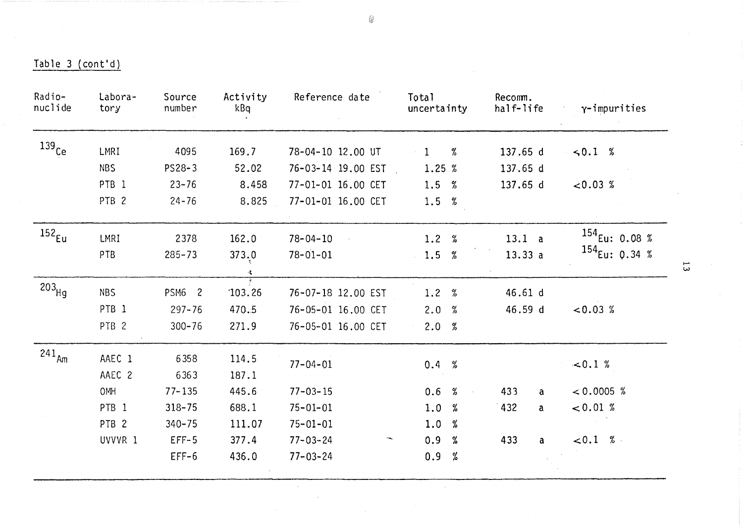Table 3 (cont'd)

| Radio-nuclide | Labora-tory | Source number | Activity kBq | Reference date | Total uncertainty | Recomm. half-life | γ-impurities |
|---|---|---|---|---|---|---|---|
| $^{139}Ce$ | LMRI | 4095 | 169.7 | 78-04-10 12.00 UT | 1 % | 137.65 d | ≤0.1 % |
| | NBS | PS28-3 | 52.02 | 76-03-14 19.00 EST | 1.25 % | 137.65 d | |
| | PTB 1 | 23-76 | 8.458 | 77-01-01 16.00 CET | 1.5 % | 137.65 d | <0.03 % |
| | PTB 2 | 24-76 | 8.825 | 77-01-01 16.00 CET | 1.5 % | | |
| $^{152}Eu$ | LMRI | 2378 | 162.0 | 78-04-10 | 1.2 % | 13.1 a | $^{154}Eu$: 0.08 % |
| | PTB | 285-73 | 373.0 | 78-01-01 | 1.5 % | 13.33 a | $^{154}Eu$: 0.34 % |
| $^{203}Hg$ | NBS | PSM6 2 | 103.26 | 76-07-18 12.00 EST | 1.2 % | 46.61 d | |
| | PTB 1 | 297-76 | 470.5 | 76-05-01 16.00 CET | 2.0 % | 46.59 d | <0.03 % |
| | PTB 2 | 300-76 | 271.9 | 76-05-01 16.00 CET | 2.0 % | | |
| $^{241}Am$ | AAEC 1 | 6358 | 114.5 | 77-04-01 | 0.4 % | | <0.1 % |
| | AAEC 2 | 6363 | 187.1 | | | | |
| | OMH | 77-135 | 445.6 | 77-03-15 | 0.6 % | 433 a | < 0.0005 % |
| | PTB 1 | 318-75 | 688.1 | 75-01-01 | 1.0 % | 432 a | < 0.01 % |
| | PTB 2 | 340-75 | 111.07 | 75-01-01 | 1.0 % | | |
| | UVVVR 1 | EFF-5 | 377.4 | 77-03-24 | 0.9 % | 433 a | <0.1 % |
| | | EFF-6 | 436.0 | 77-03-24 | 0.9 % | | |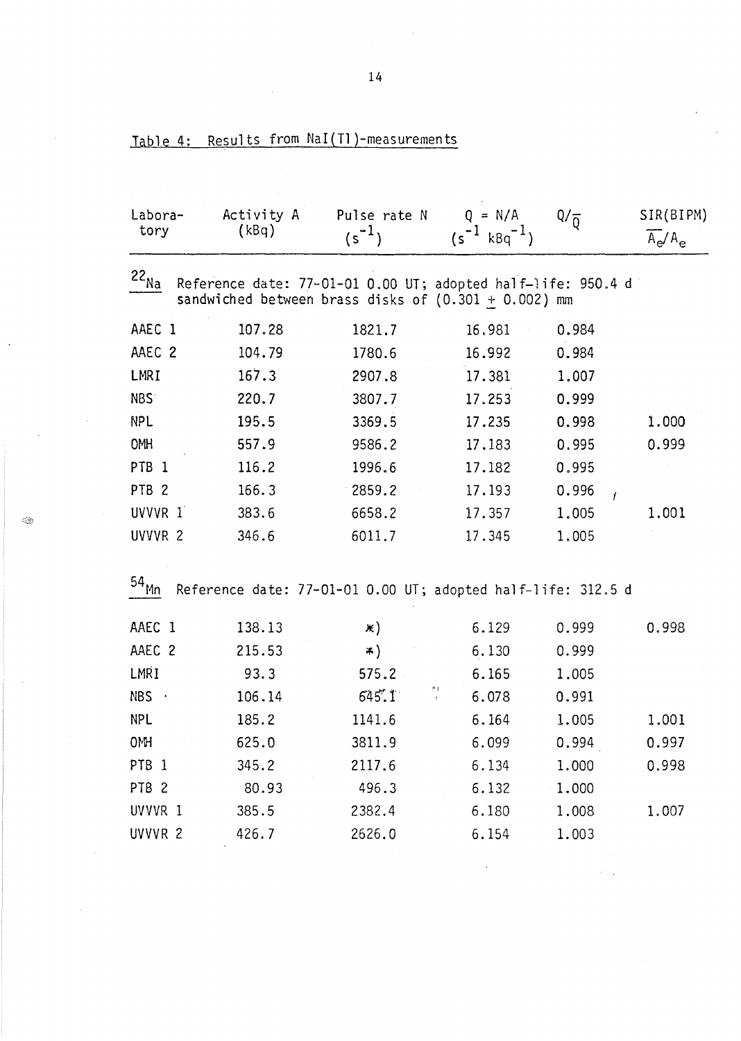Table 4: Results from NaI(Tl)-measurements

| Laboratory | Activity A (kBq) | Pulse rate N ($s^{-1}$) | Q = N/A ($s^{-1}$ $kBq^{-1}$) | $Q/\overline{Q}$ | SIR(BIPM) $\overline{A_e}/A_e$ |
|---|---|---|---|---|---|
| $^{22}$Na Reference date: 77-01-01 0.00 UT; adopted half-life: 950.4 d sandwiched between brass disks of (0.301 ± 0.002) mm | | | | | |
| AAEC 1 | 107.28 | 1821.7 | 16.981 | 0.984 | |
| AAEC 2 | 104.79 | 1780.6 | 16.992 | 0.984 | |
| LMRI | 167.3 | 2907.8 | 17.381 | 1.007 | |
| NBS | 220.7 | 3807.7 | 17.253 | 0.999 | |
| NPL | 195.5 | 3369.5 | 17.235 | 0.998 | 1.000 |
| OMH | 557.9 | 9586.2 | 17.183 | 0.995 | 0.999 |
| PTB 1 | 116.2 | 1996.6 | 17.182 | 0.995 | |
| PTB 2 | 166.3 | 2859.2 | 17.193 | 0.996 | |
| UVVVR 1 | 383.6 | 6658.2 | 17.357 | 1.005 | 1.001 |
| UVVVR 2 | 346.6 | 6011.7 | 17.345 | 1.005 | |
| $^{54}$Mn Reference date: 77-01-01 0.00 UT; adopted half-life: 312.5 d | | | | | |
| AAEC 1 | 138.13 | *) | 6.129 | 0.999 | 0.998 |
| AAEC 2 | 215.53 | *) | 6.130 | 0.999 | |
| LMRI | 93.3 | 575.2 | 6.165 | 1.005 | |
| NBS | 106.14 | 645.1 | 6.078 | 0.991 | |
| NPL | 185.2 | 1141.6 | 6.164 | 1.005 | 1.001 |
| OMH | 625.0 | 3811.9 | 6.099 | 0.994 | 0.997 |
| PTB 1 | 345.2 | 2117.6 | 6.134 | 1.000 | 0.998 |
| PTB 2 | 80.93 | 496.3 | 6.132 | 1.000 | |
| UVVVR 1 | 385.5 | 2382.4 | 6.180 | 1.008 | 1.007 |
| UVVVR 2 | 426.7 | 2626.0 | 6.154 | 1.003 | |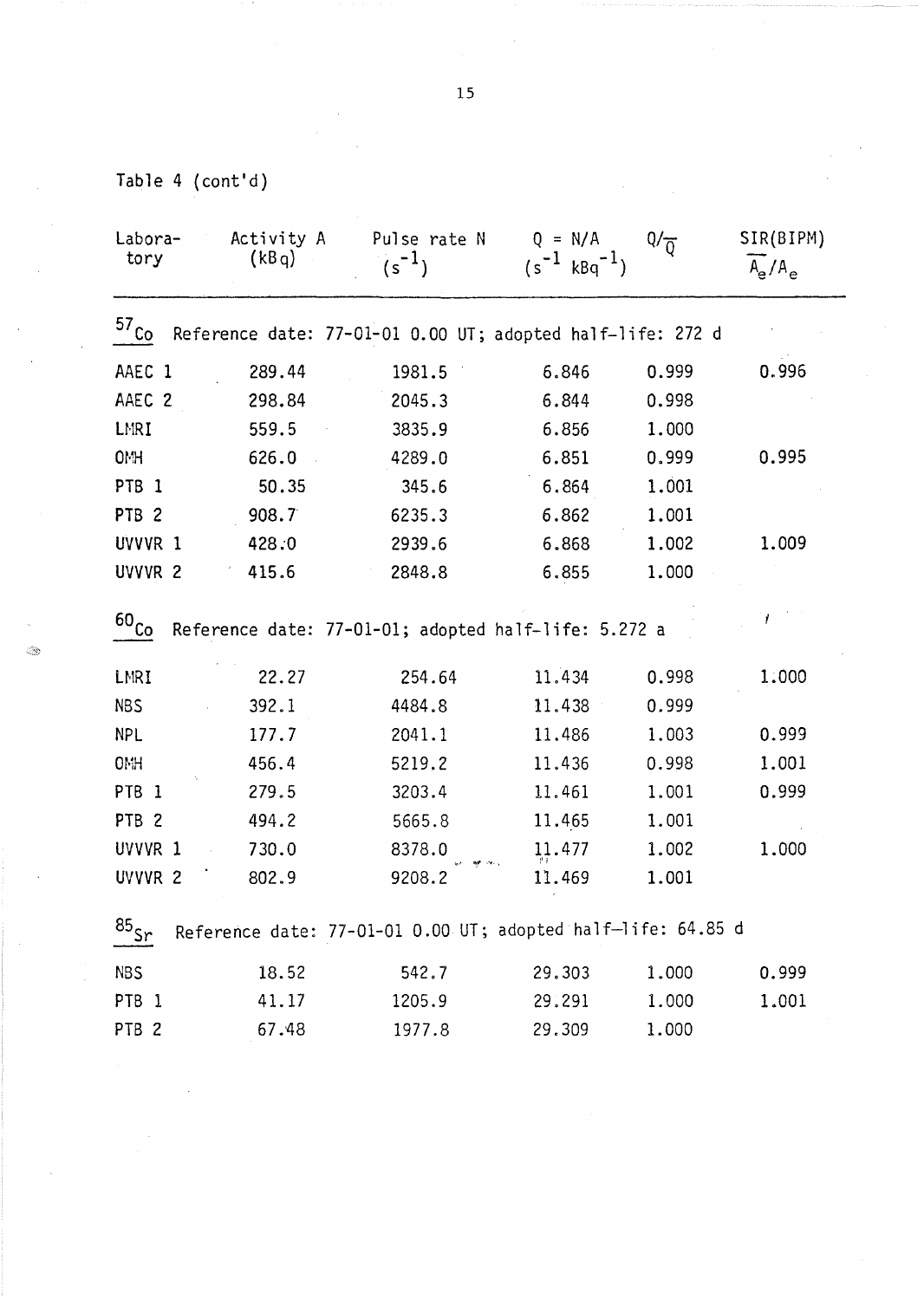Table 4 (cont'd)

| Laboratory | Activity A (kBq) | Pulse rate N ($s^{-1}$) | Q = N/A ($s^{-1}$ $kBq^{-1}$) | $Q/\overline{Q}$ | SIR(BIPM) $\overline{A_e}/A_e$ |
|---|---|---|---|---|---|
| $^{57}Co$ Reference date: 77-01-01 0.00 UT; adopted half-life: 272 d | | | | | |
| AAEC 1 | 289.44 | 1981.5 | 6.846 | 0.999 | 0.996 |
| AAEC 2 | 298.84 | 2045.3 | 6.844 | 0.998 | |
| LMRI | 559.5 | 3835.9 | 6.856 | 1.000 | |
| OMH | 626.0 | 4289.0 | 6.851 | 0.999 | 0.995 |
| PTB 1 | 50.35 | 345.6 | 6.864 | 1.001 | |
| PTB 2 | 908.7 | 6235.3 | 6.862 | 1.001 | |
| UVVVR 1 | 428.0 | 2939.6 | 6.868 | 1.002 | 1.009 |
| UVVVR 2 | 415.6 | 2848.8 | 6.855 | 1.000 | |
| $^{60}Co$ Reference date: 77-01-01; adopted half-life: 5.272 a | | | | | |
| LMRI | 22.27 | 254.64 | 11.434 | 0.998 | 1.000 |
| NBS | 392.1 | 4484.8 | 11.438 | 0.999 | |
| NPL | 177.7 | 2041.1 | 11.486 | 1.003 | 0.999 |
| OMH | 456.4 | 5219.2 | 11.436 | 0.998 | 1.001 |
| PTB 1 | 279.5 | 3203.4 | 11.461 | 1.001 | 0.999 |
| PTB 2 | 494.2 | 5665.8 | 11.465 | 1.001 | |
| UVVVR 1 | 730.0 | 8378.0 | 11.477 | 1.002 | 1.000 |
| UVVVR 2 | 802.9 | 9208.2 | 11.469 | 1.001 | |
| $^{85}Sr$ Reference date: 77-01-01 0.00 UT; adopted half-life: 64.85 d | | | | | |
| NBS | 18.52 | 542.7 | 29.303 | 1.000 | 0.999 |
| PTB 1 | 41.17 | 1205.9 | 29.291 | 1.000 | 1.001 |
| PTB 2 | 67.48 | 1977.8 | 29.309 | 1.000 | |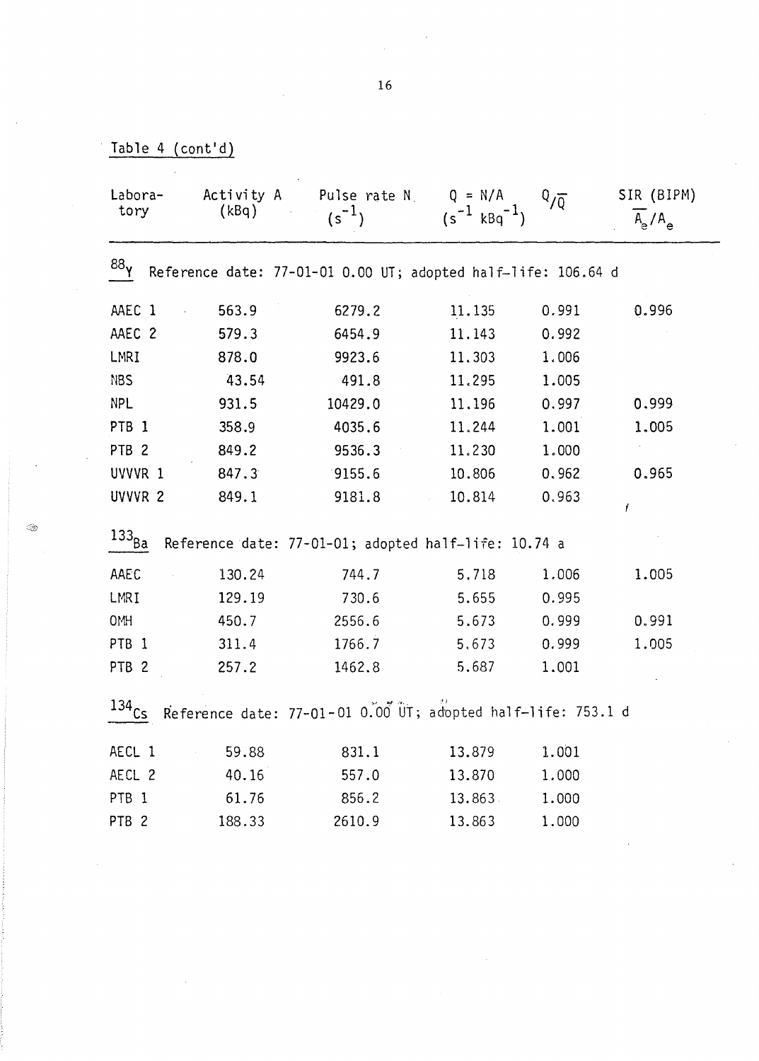Table 4 (cont'd)

| Labora-tory | Activity A (kBq) | Pulse rate N ($s^{-1}$) | $Q = N/A$ ($s^{-1}\ kBq^{-1}$) | $Q/\overline{Q}$ | SIR (BIPM) $\overline{A_e}/A_e$ |
|---|---|---|---|---|---|
| $^{88}Y$ Reference date: 77-01-01 0.00 UT; adopted half-life: 106.64 d | | | | | |
| AAEC 1 | 563.9 | 6279.2 | 11.135 | 0.991 | 0.996 |
| AAEC 2 | 579.3 | 6454.9 | 11.143 | 0.992 | |
| LMRI | 878.0 | 9923.6 | 11.303 | 1.006 | |
| NBS | 43.54 | 491.8 | 11.295 | 1.005 | |
| NPL | 931.5 | 10429.0 | 11.196 | 0.997 | 0.999 |
| PTB 1 | 358.9 | 4035.6 | 11.244 | 1.001 | 1.005 |
| PTB 2 | 849.2 | 9536.3 | 11.230 | 1.000 | |
| UVVVR 1 | 847.3 | 9155.6 | 10.806 | 0.962 | 0.965 |
| UVVVR 2 | 849.1 | 9181.8 | 10.814 | 0.963 | |
| $^{133}Ba$ Reference date: 77-01-01; adopted half-life: 10.74 a | | | | | |
| AAEC | 130.24 | 744.7 | 5.718 | 1.006 | 1.005 |
| LMRI | 129.19 | 730.6 | 5.655 | 0.995 | |
| OMH | 450.7 | 2556.6 | 5.673 | 0.999 | 0.991 |
| PTB 1 | 311.4 | 1766.7 | 5.673 | 0.999 | 1.005 |
| PTB 2 | 257.2 | 1462.8 | 5.687 | 1.001 | |
| $^{134}Cs$ Reference date: 77-01-01 0.00 UT; adopted half-life: 753.1 d | | | | | |
| AECL 1 | 59.88 | 831.1 | 13.879 | 1.001 | |
| AECL 2 | 40.16 | 557.0 | 13.870 | 1.000 | |
| PTB 1 | 61.76 | 856.2 | 13.863 | 1.000 | |
| PTB 2 | 188.33 | 2610.9 | 13.863 | 1.000 | |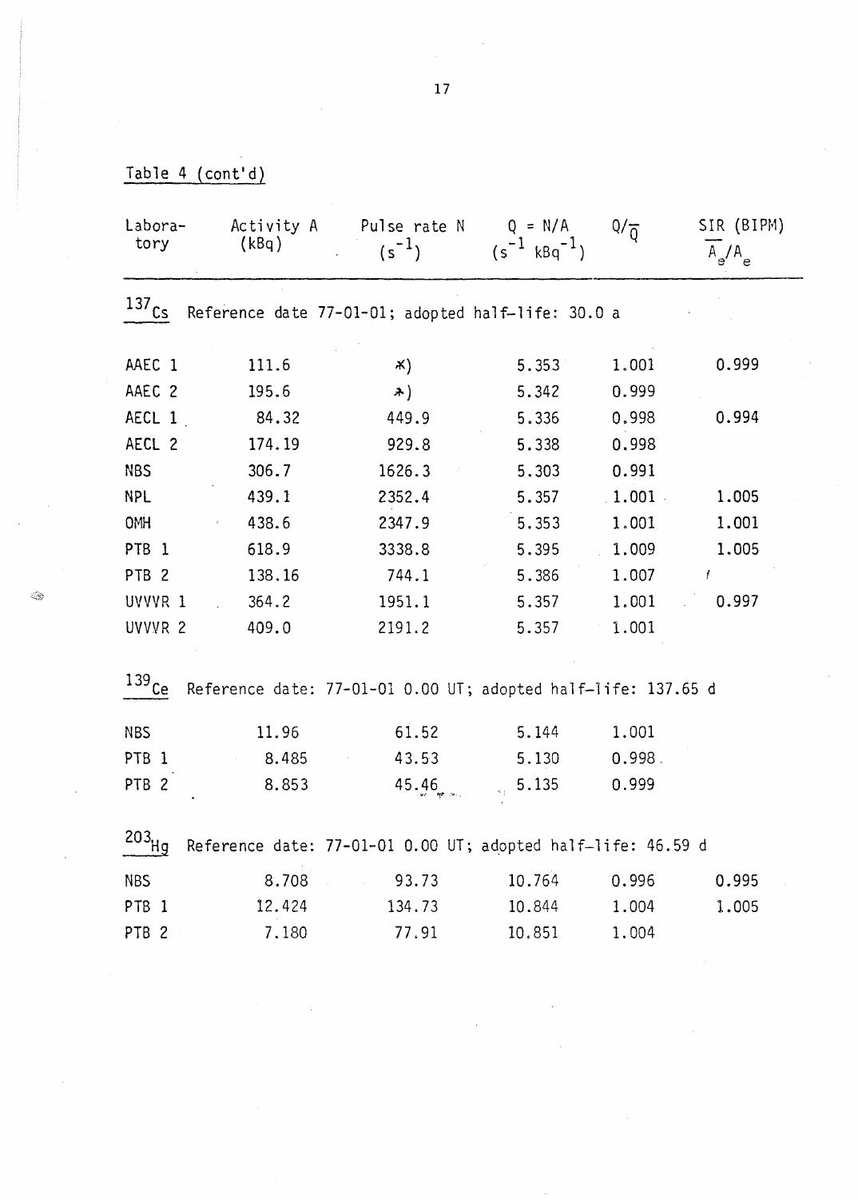Table 4 (cont'd)

| Laboratory | Activity A (kBq) | Pulse rate N ($s^{-1}$) | $Q = N/A$ ($s^{-1}$ $kBq^{-1}$) | $Q/\overline{Q}$ | SIR (BIPM) $\overline{A_e}/A_e$ |
|---|---|---|---|---|---|
| **$^{137}Cs$** Reference date 77-01-01; adopted half-life: 30.0 a | | | | | |
| AAEC 1 | 111.6 | *) | 5.353 | 1.001 | 0.999 |
| AAEC 2 | 195.6 | *) | 5.342 | 0.999 | |
| AECL 1 | 84.32 | 449.9 | 5.336 | 0.998 | 0.994 |
| AECL 2 | 174.19 | 929.8 | 5.338 | 0.998 | |
| NBS | 306.7 | 1626.3 | 5.303 | 0.991 | |
| NPL | 439.1 | 2352.4 | 5.357 | 1.001 | 1.005 |
| OMH | 438.6 | 2347.9 | 5.353 | 1.001 | 1.001 |
| PTB 1 | 618.9 | 3338.8 | 5.395 | 1.009 | 1.005 |
| PTB 2 | 138.16 | 744.1 | 5.386 | 1.007 | |
| UVVVR 1 | 364.2 | 1951.1 | 5.357 | 1.001 | 0.997 |
| UVVVR 2 | 409.0 | 2191.2 | 5.357 | 1.001 | |
| **$^{139}Ce$** Reference date: 77-01-01 0.00 UT; adopted half-life: 137.65 d | | | | | |
| NBS | 11.96 | 61.52 | 5.144 | 1.001 | |
| PTB 1 | 8.485 | 43.53 | 5.130 | 0.998 | |
| PTB 2 | 8.853 | 45.46 | 5.135 | 0.999 | |
| **$^{203}Hg$** Reference date: 77-01-01 0.00 UT; adopted half-life: 46.59 d | | | | | |
| NBS | 8.708 | 93.73 | 10.764 | 0.996 | 0.995 |
| PTB 1 | 12.424 | 134.73 | 10.844 | 1.004 | 1.005 |
| PTB 2 | 7.180 | 77.91 | 10.851 | 1.004 | |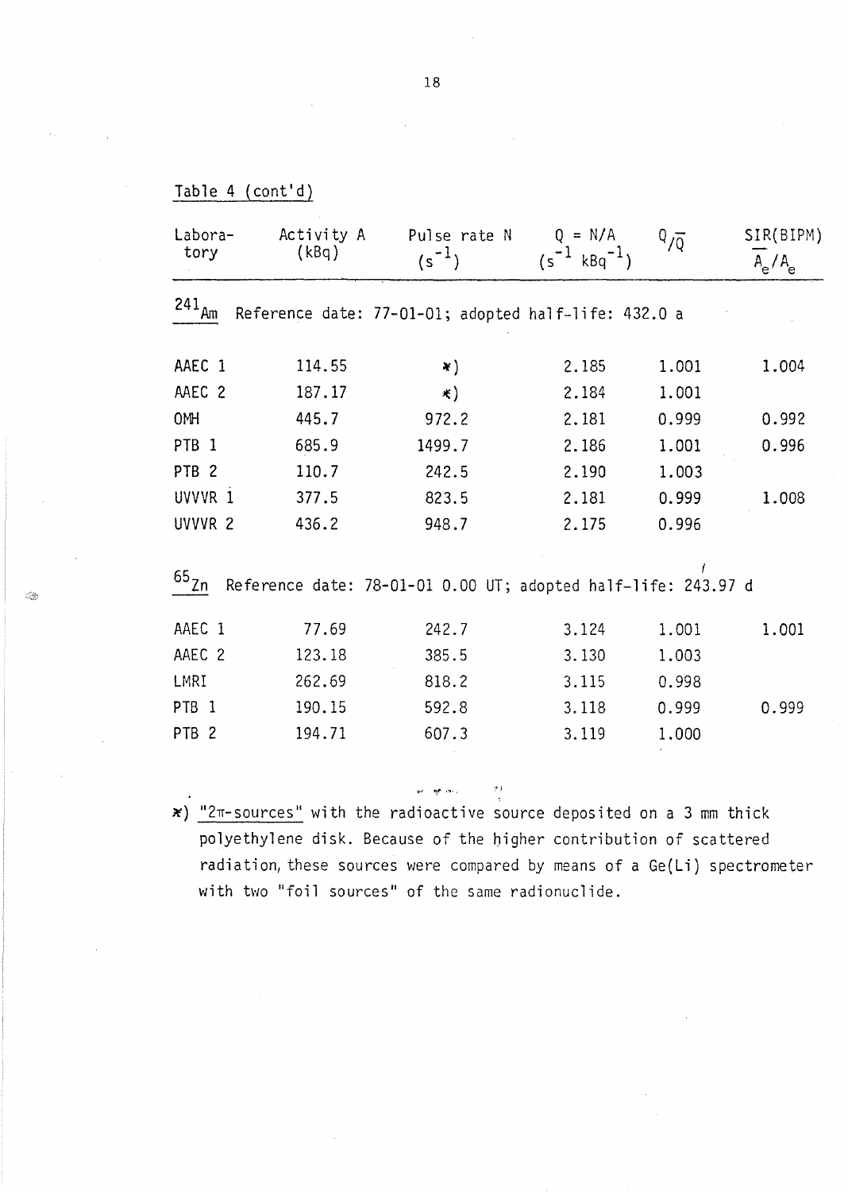Table 4 (cont'd)

| Laboratory | Activity A (kBq) | Pulse rate N ($s^{-1}$) | $Q = N/A$ ($s^{-1}$ $kBq^{-1}$) | $Q/\overline{Q}$ | SIR(BIPM) $\overline{A}_e/A_e$ |
|---|---|---|---|---|---|
| $^{241}Am$ Reference date: 77-01-01; adopted half-life: 432.0 a | | | | | |
| AAEC 1 | 114.55 | *) | 2.185 | 1.001 | 1.004 |
| AAEC 2 | 187.17 | *) | 2.184 | 1.001 | |
| OMH | 445.7 | 972.2 | 2.181 | 0.999 | 0.992 |
| PTB 1 | 685.9 | 1499.7 | 2.186 | 1.001 | 0.996 |
| PTB 2 | 110.7 | 242.5 | 2.190 | 1.003 | |
| UVVVR 1 | 377.5 | 823.5 | 2.181 | 0.999 | 1.008 |
| UVVVR 2 | 436.2 | 948.7 | 2.175 | 0.996 | |
| $^{65}Zn$ Reference date: 78-01-01 0.00 UT; adopted half-life: 243.97 d | | | | | |
| AAEC 1 | 77.69 | 242.7 | 3.124 | 1.001 | 1.001 |
| AAEC 2 | 123.18 | 385.5 | 3.130 | 1.003 | |
| LMRI | 262.69 | 818.2 | 3.115 | 0.998 | |
| PTB 1 | 190.15 | 592.8 | 3.118 | 0.999 | 0.999 |
| PTB 2 | 194.71 | 607.3 | 3.119 | 1.000 | |

*) "2π-sources" with the radioactive source deposited on a 3 mm thick polyethylene disk. Because of the higher contribution of scattered radiation, these sources were compared by means of a Ge(Li) spectrometer with two "foil sources" of the same radionuclide.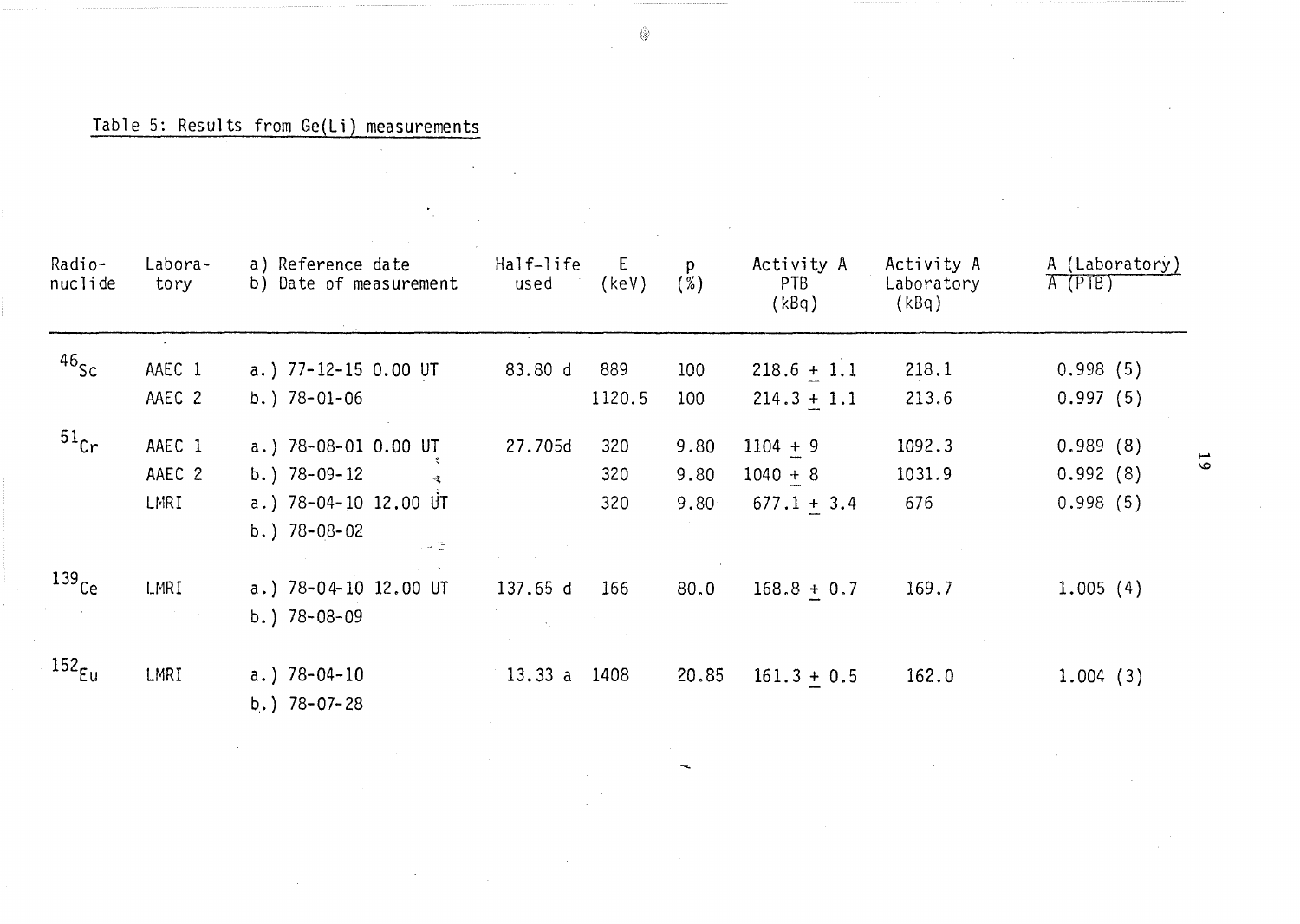Table 5: Results from Ge(Li) measurements

| Radio-nuclide | Labora-tory | a) Reference date<br>b) Date of measurement | Half-life used | E (keV) | p (%) | Activity A PTB (kBq) | Activity A Laboratory (kBq) | A (Laboratory) / A (PTB) |
|---|---|---|---|---|---|---|---|---|
| $^{46}Sc$ | AAEC 1 | a.) 77-12-15 0.00 UT | 83.80 d | 889 | 100 | 218.6 ± 1.1 | 218.1 | 0.998 (5) |
| | AAEC 2 | b.) 78-01-06 | | 1120.5 | 100 | 214.3 ± 1.1 | 213.6 | 0.997 (5) |
| $^{51}Cr$ | AAEC 1 | a.) 78-08-01 0.00 UT | 27.705d | 320 | 9.80 | 1104 ± 9 | 1092.3 | 0.989 (8) |
| | AAEC 2 | b.) 78-09-12 | | 320 | 9.80 | 1040 ± 8 | 1031.9 | 0.992 (8) |
| | LMRI | a.) 78-04-10 12.00 UT<br>b.) 78-08-02 | | 320 | 9.80 | 677.1 ± 3.4 | 676 | 0.998 (5) |
| $^{139}Ce$ | LMRI | a.) 78-04-10 12.00 UT<br>b.) 78-08-09 | 137.65 d | 166 | 80.0 | 168.8 ± 0.7 | 169.7 | 1.005 (4) |
| $^{152}Eu$ | LMRI | a.) 78-04-10<br>b.) 78-07-28 | 13.33 a | 1408 | 20.85 | 161.3 ± 0.5 | 162.0 | 1.004 (3) |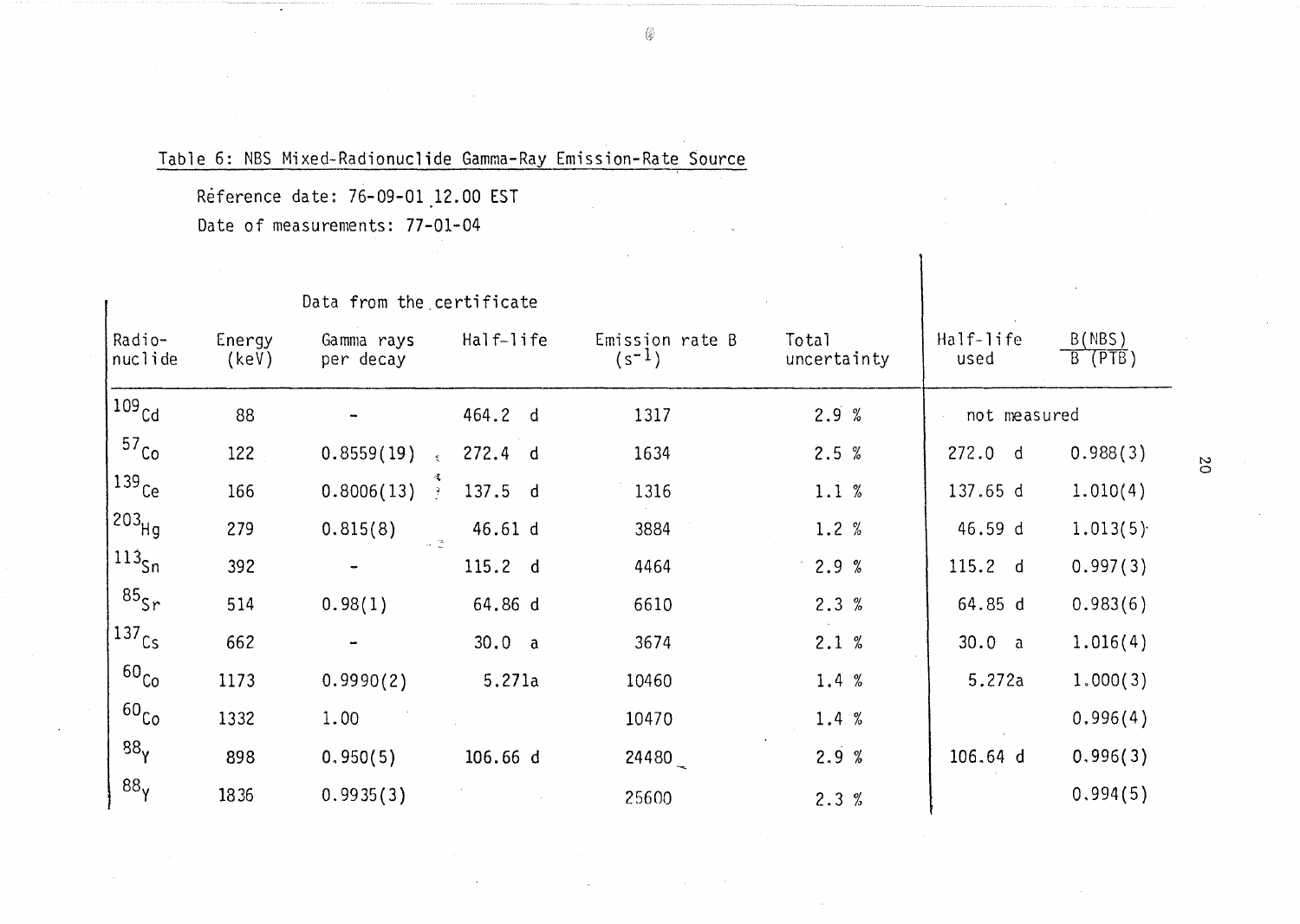Table 6: NBS Mixed-Radionuclide Gamma-Ray Emission-Rate Source

Reference date: 76-09-01 12.00 EST

Date of measurements: 77-01-04

| Data from the certificate | | | | | | | |
|---|---|---|---|---|---|---|---|
| Radio-nuclide | Energy (keV) | Gamma rays per decay | Half-life | Emission rate B ($s^{-1}$) | Total uncertainty | Half-life used | $\frac{B(NBS)}{B(PTB)}$ |
| $^{109}Cd$ | 88 | - | 464.2 d | 1317 | 2.9 % | not measured | |
| $^{57}Co$ | 122 | 0.8559(19) | 272.4 d | 1634 | 2.5 % | 272.0 d | 0.988(3) |
| $^{139}Ce$ | 166 | 0.8006(13) | 137.5 d | 1316 | 1.1 % | 137.65 d | 1.010(4) |
| $^{203}Hg$ | 279 | 0.815(8) | 46.61 d | 3884 | 1.2 % | 46.59 d | 1.013(5) |
| $^{113}Sn$ | 392 | - | 115.2 d | 4464 | 2.9 % | 115.2 d | 0.997(3) |
| $^{85}Sr$ | 514 | 0.98(1) | 64.86 d | 6610 | 2.3 % | 64.85 d | 0.983(6) |
| $^{137}Cs$ | 662 | - | 30.0 a | 3674 | 2.1 % | 30.0 a | 1.016(4) |
| $^{60}Co$ | 1173 | 0.9990(2) | 5.271a | 10460 | 1.4 % | 5.272a | 1.000(3) |
| $^{60}Co$ | 1332 | 1.00 | | 10470 | 1.4 % | | 0.996(4) |
| $^{88}Y$ | 898 | 0.950(5) | 106.66 d | 24480 | 2.9 % | 106.64 d | 0.996(3) |
| $^{88}Y$ | 1836 | 0.9935(3) | | 25600 | 2.3 % | | 0.994(5) |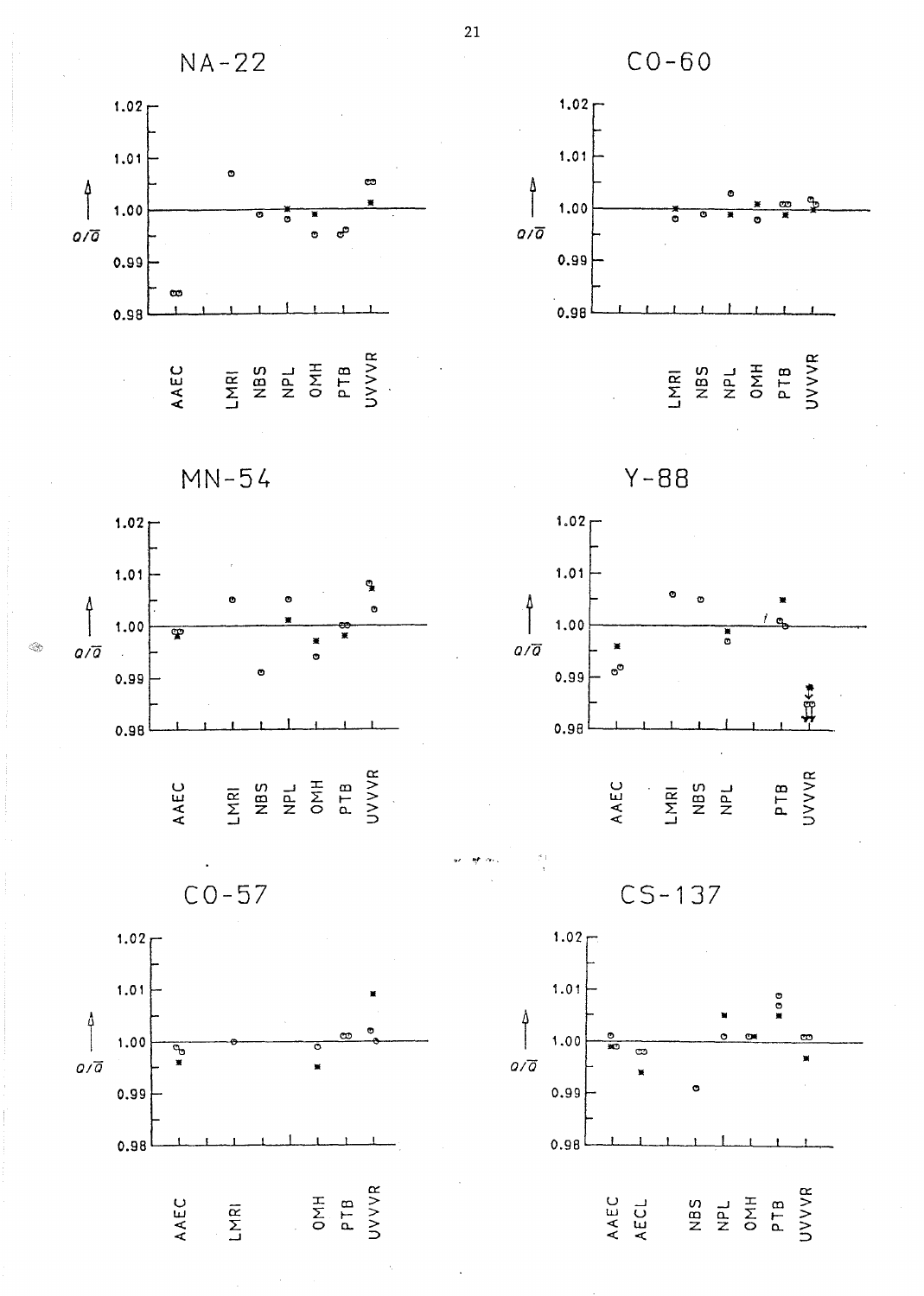NA-22

CO-60

MN-54

Y-88

CO-57

CS-137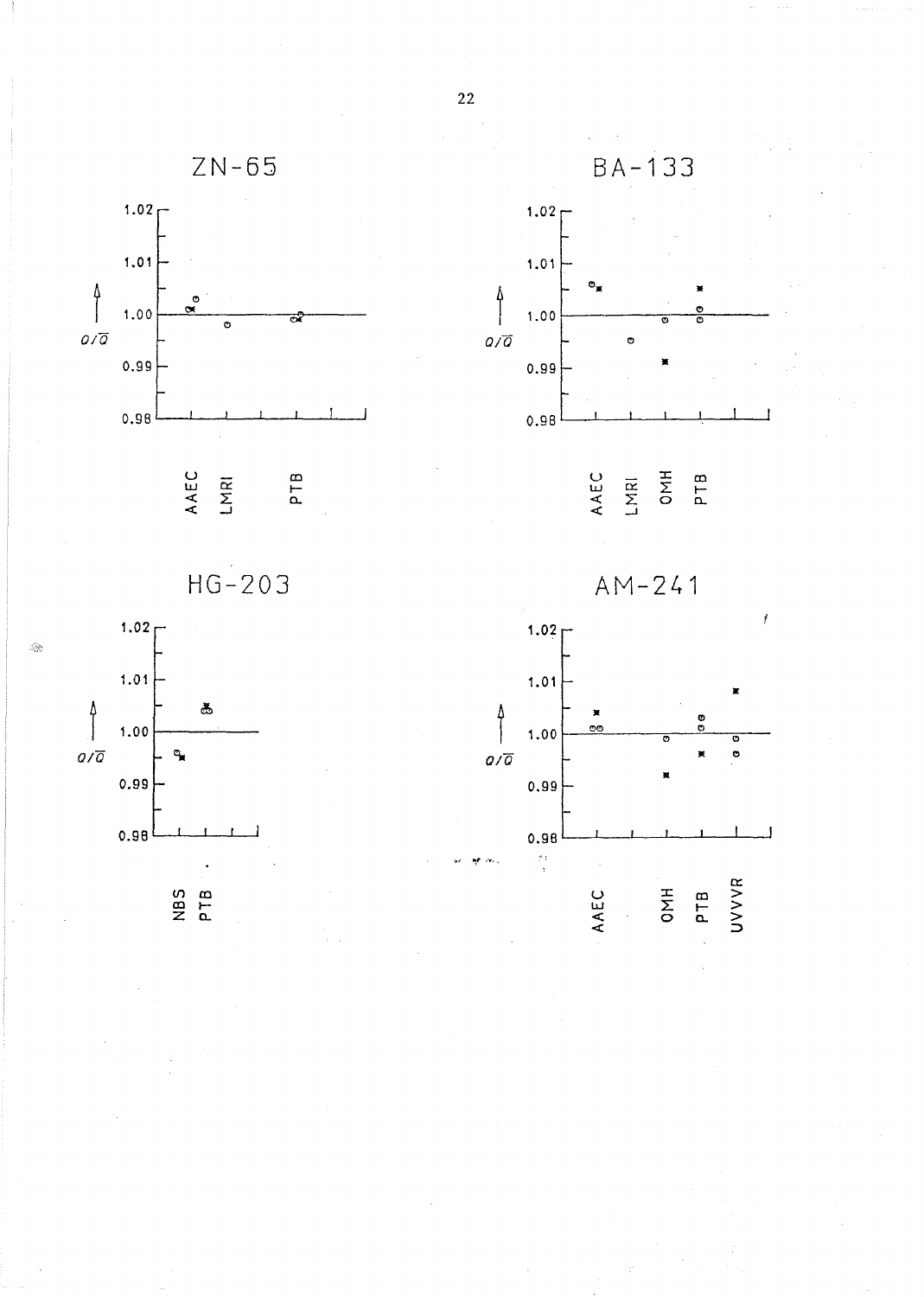ZN-65

1.02

1.01

1.00

0.99

0.98

$Q/\overline{Q}$

AAEC

LMRI

PTB

BA-133

1.02

1.01

1.00

0.99

0.98

$Q/\overline{Q}$

AAEC

LMRI

OMH

PTB

HG-203

1.02

1.01

1.00

0.99

0.98

$Q/\overline{Q}$

NBS

PTB

AM-241

1.02

1.01

1.00

0.99

0.98

$Q/\overline{Q}$

AAEC

OMH

PTB

UVVVR